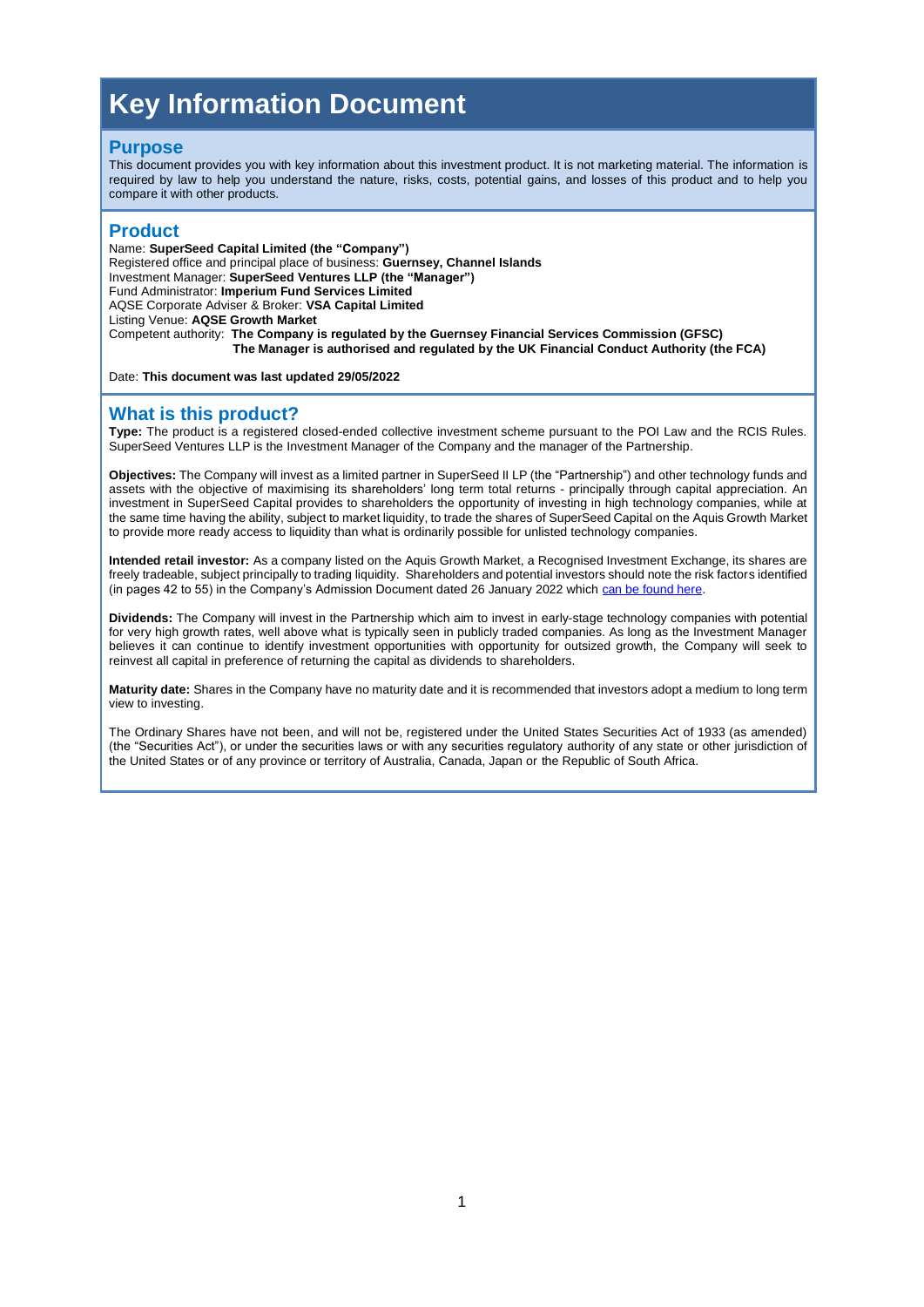# Key Information Document

## Purpose

This document provides you with key information about this investment product. It is not marketing material. The information is required by law to help you understand the nature, risks, costs, potential gains, and losses of this product and to help you compare it with other products.

## Product

Name: **SuperSeed Capital Limited (the "Company")**
Registered office and principal place of business: **Guernsey, Channel Islands**
Investment Manager: **SuperSeed Ventures LLP (the "Manager")**
Fund Administrator: **Imperium Fund Services Limited**
AQSE Corporate Adviser & Broker: **VSA Capital Limited**
Listing Venue: **AQSE Growth Market**
Competent authority: **The Company is regulated by the Guernsey Financial Services Commission (GFSC)**
**The Manager is authorised and regulated by the UK Financial Conduct Authority (the FCA)**

Date: **This document was last updated 29/05/2022**

## What is this product?

**Type:** The product is a registered closed-ended collective investment scheme pursuant to the POI Law and the RCIS Rules. SuperSeed Ventures LLP is the Investment Manager of the Company and the manager of the Partnership.

**Objectives:** The Company will invest as a limited partner in SuperSeed II LP (the "Partnership") and other technology funds and assets with the objective of maximising its shareholders' long term total returns - principally through capital appreciation. An investment in SuperSeed Capital provides to shareholders the opportunity of investing in high technology companies, while at the same time having the ability, subject to market liquidity, to trade the shares of SuperSeed Capital on the Aquis Growth Market to provide more ready access to liquidity than what is ordinarily possible for unlisted technology companies.

**Intended retail investor:** As a company listed on the Aquis Growth Market, a Recognised Investment Exchange, its shares are freely tradeable, subject principally to trading liquidity. Shareholders and potential investors should note the risk factors identified (in pages 42 to 55) in the Company's Admission Document dated 26 January 2022 which can be found here.

**Dividends:** The Company will invest in the Partnership which aim to invest in early-stage technology companies with potential for very high growth rates, well above what is typically seen in publicly traded companies. As long as the Investment Manager believes it can continue to identify investment opportunities with opportunity for outsized growth, the Company will seek to reinvest all capital in preference of returning the capital as dividends to shareholders.

**Maturity date:** Shares in the Company have no maturity date and it is recommended that investors adopt a medium to long term view to investing.

The Ordinary Shares have not been, and will not be, registered under the United States Securities Act of 1933 (as amended) (the "Securities Act"), or under the securities laws or with any securities regulatory authority of any state or other jurisdiction of the United States or of any province or territory of Australia, Canada, Japan or the Republic of South Africa.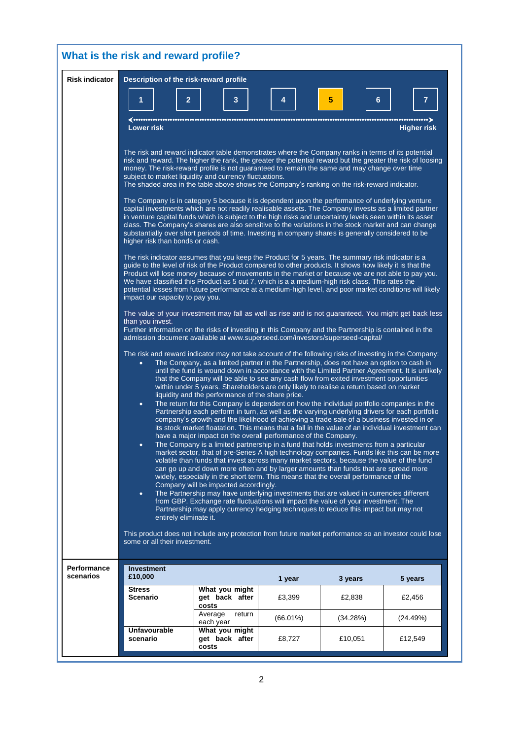## What is the risk and reward profile?

**Risk indicator**

**Description of the risk-reward profile**

| 1 | 2 | 3 | 4 | **5** | 6 | 7 |
|---|---|---|---|---|---|---|

**Lower risk** ← → **Higher risk**

The risk and reward indicator table demonstrates where the Company ranks in terms of its potential risk and reward. The higher the rank, the greater the potential reward but the greater the risk of loosing money. The risk-reward profile is not guaranteed to remain the same and may change over time subject to market liquidity and currency fluctuations.
The shaded area in the table above shows the Company's ranking on the risk-reward indicator.

The Company is in category 5 because it is dependent upon the performance of underlying venture capital investments which are not readily realisable assets. The Company invests as a limited partner in venture capital funds which is subject to the high risks and uncertainty levels seen within its asset class. The Company's shares are also sensitive to the variations in the stock market and can change substantially over short periods of time. Investing in company shares is generally considered to be higher risk than bonds or cash.

The risk indicator assumes that you keep the Product for 5 years. The summary risk indicator is a guide to the level of risk of this Product compared to other products. It shows how likely it is that the Product will lose money because of movements in the market or because we are not able to pay you. We have classified this Product as 5 out 7, which is a a medium-high risk class. This rates the potential losses from future performance at a medium-high level, and poor market conditions will likely impact our capacity to pay you.

The value of your investment may fall as well as rise and is not guaranteed. You might get back less than you invest.
Further information on the risks of investing in this Company and the Partnership is contained in the admission document available at www.superseed.com/investors/superseed-capital/

The risk and reward indicator may not take account of the following risks of investing in the Company:

- The Company, as a limited partner in the Partnership, does not have an option to cash in until the fund is wound down in accordance with the Limited Partner Agreement. It is unlikely that the Company will be able to see any cash flow from exited investment opportunities within under 5 years. Shareholders are only likely to realise a return based on market liquidity and the performance of the share price.
- The return for this Company is dependent on how the individual portfolio companies in the Partnership each perform in turn, as well as the varying underlying drivers for each portfolio company's growth and the likelihood of achieving a trade sale of a business invested in or its stock market floatation. This means that a fall in the value of an individual investment can have a major impact on the overall performance of the Company.
- The Company is a limited partnership in a fund that holds investments from a particular market sector, that of pre-Series A high technology companies. Funds like this can be more volatile than funds that invest across many market sectors, because the value of the fund can go up and down more often and by larger amounts than funds that are spread more widely, especially in the short term. This means that the overall performance of the Company will be impacted accordingly.
- The Partnership may have underlying investments that are valued in currencies different from GBP. Exchange rate fluctuations will impact the value of your investment. The Partnership may apply currency hedging techniques to reduce this impact but may not entirely eliminate it.

This product does not include any protection from future market performance so an investor could lose some or all their investment.

**Performance scenarios**

| **Investment £10,000** | | **1 year** | **3 years** | **5 years** |
|---|---|---|---|---|
| **Stress Scenario** | **What you might get back after costs** | £3,399 | £2,838 | £2,456 |
| | Average return each year | (66.01%) | (34.28%) | (24.49%) |
| **Unfavourable scenario** | **What you might get back after costs** | £8,727 | £10,051 | £12,549 |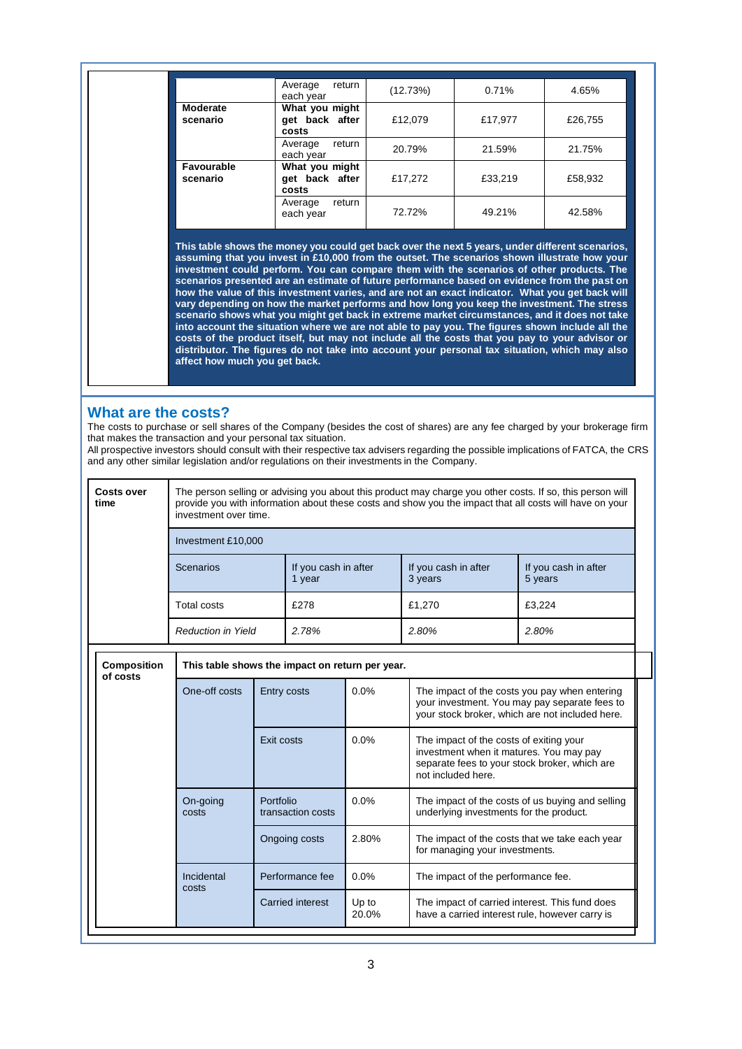| | | | | |
|---|---|---|---|---|
| | Average return each year | (12.73%) | 0.71% | 4.65% |
| **Moderate scenario** | **What you might get back after costs** | £12,079 | £17,977 | £26,755 |
| | Average return each year | 20.79% | 21.59% | 21.75% |
| **Favourable scenario** | **What you might get back after costs** | £17,272 | £33,219 | £58,932 |
| | Average return each year | 72.72% | 49.21% | 42.58% |

**This table shows the money you could get back over the next 5 years, under different scenarios, assuming that you invest in £10,000 from the outset. The scenarios shown illustrate how your investment could perform. You can compare them with the scenarios of other products. The scenarios presented are an estimate of future performance based on evidence from the past on how the value of this investment varies, and are not an exact indicator. What you get back will vary depending on how the market performs and how long you keep the investment. The stress scenario shows what you might get back in extreme market circumstances, and it does not take into account the situation where we are not able to pay you. The figures shown include all the costs of the product itself, but may not include all the costs that you pay to your advisor or distributor. The figures do not take into account your personal tax situation, which may also affect how much you get back.**

## What are the costs?

The costs to purchase or sell shares of the Company (besides the cost of shares) are any fee charged by your brokerage firm that makes the transaction and your personal tax situation.
All prospective investors should consult with their respective tax advisers regarding the possible implications of FATCA, the CRS and any other similar legislation and/or regulations on their investments in the Company.

**Costs over time**

The person selling or advising you about this product may charge you other costs. If so, this person will provide you with information about these costs and show you the impact that all costs will have on your investment over time.

| Investment £10,000 | | | |
|---|---|---|---|
| Scenarios | If you cash in after 1 year | If you cash in after 3 years | If you cash in after 5 years |
| Total costs | £278 | £1,270 | £3,224 |
| *Reduction in Yield* | *2.78%* | *2.80%* | *2.80%* |

**Composition of costs**

| **This table shows the impact on return per year.** | | | |
|---|---|---|---|
| One-off costs | Entry costs | 0.0% | The impact of the costs you pay when entering your investment. You may pay separate fees to your stock broker, which are not included here. |
| | Exit costs | 0.0% | The impact of the costs of exiting your investment when it matures. You may pay separate fees to your stock broker, which are not included here. |
| On-going costs | Portfolio transaction costs | 0.0% | The impact of the costs of us buying and selling underlying investments for the product. |
| | Ongoing costs | 2.80% | The impact of the costs that we take each year for managing your investments. |
| Incidental costs | Performance fee | 0.0% | The impact of the performance fee. |
| | Carried interest | Up to 20.0% | The impact of carried interest. This fund does have a carried interest rule, however carry is |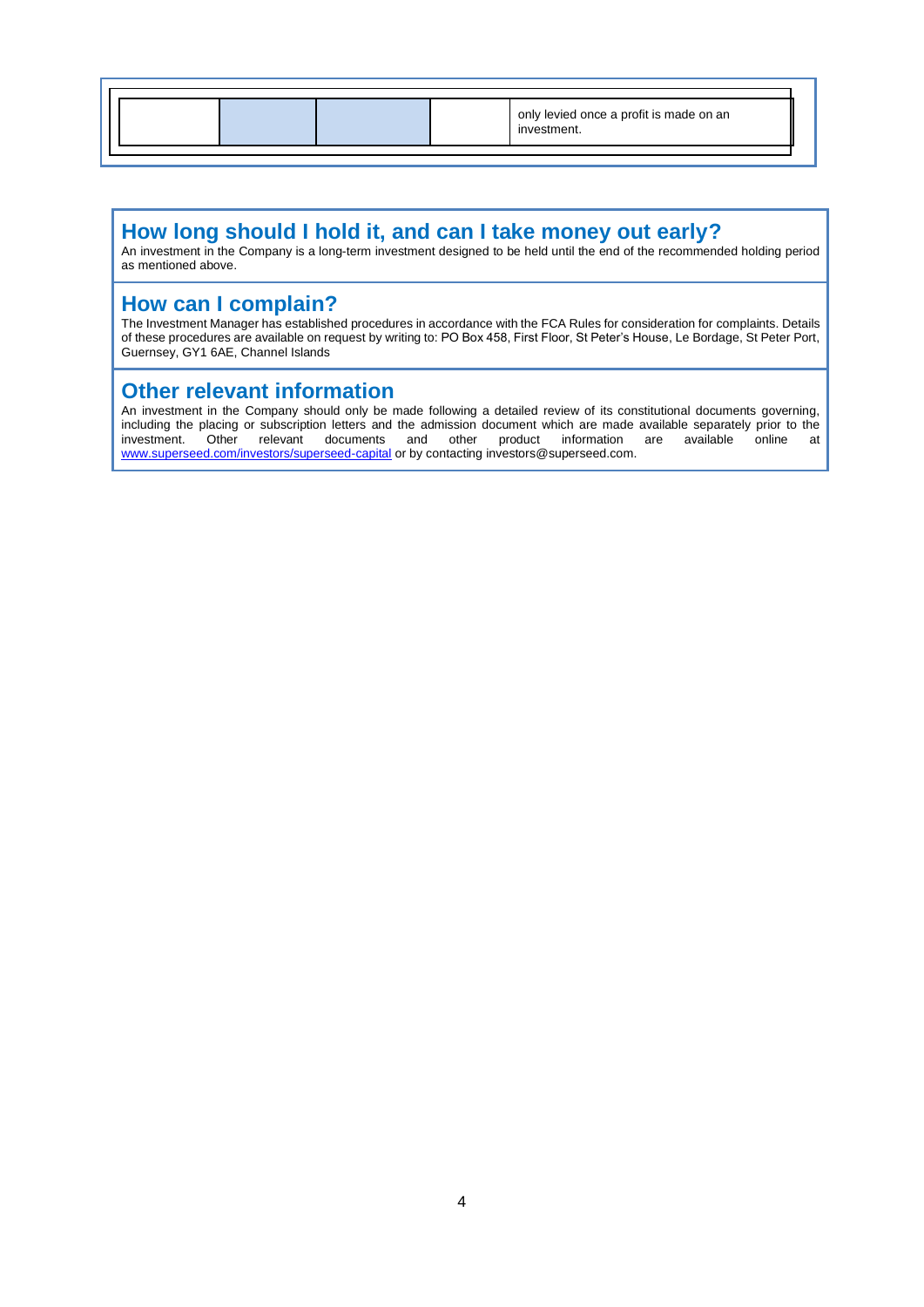| | | | | |
|---|---|---|---|---|
| | | | | only levied once a profit is made on an investment. |

## How long should I hold it, and can I take money out early?

An investment in the Company is a long-term investment designed to be held until the end of the recommended holding period as mentioned above.

## How can I complain?

The Investment Manager has established procedures in accordance with the FCA Rules for consideration for complaints. Details of these procedures are available on request by writing to: PO Box 458, First Floor, St Peter's House, Le Bordage, St Peter Port, Guernsey, GY1 6AE, Channel Islands

## Other relevant information

An investment in the Company should only be made following a detailed review of its constitutional documents governing, including the placing or subscription letters and the admission document which are made available separately prior to the investment. Other relevant documents and other product information are available online at www.superseed.com/investors/superseed-capital or by contacting investors@superseed.com.